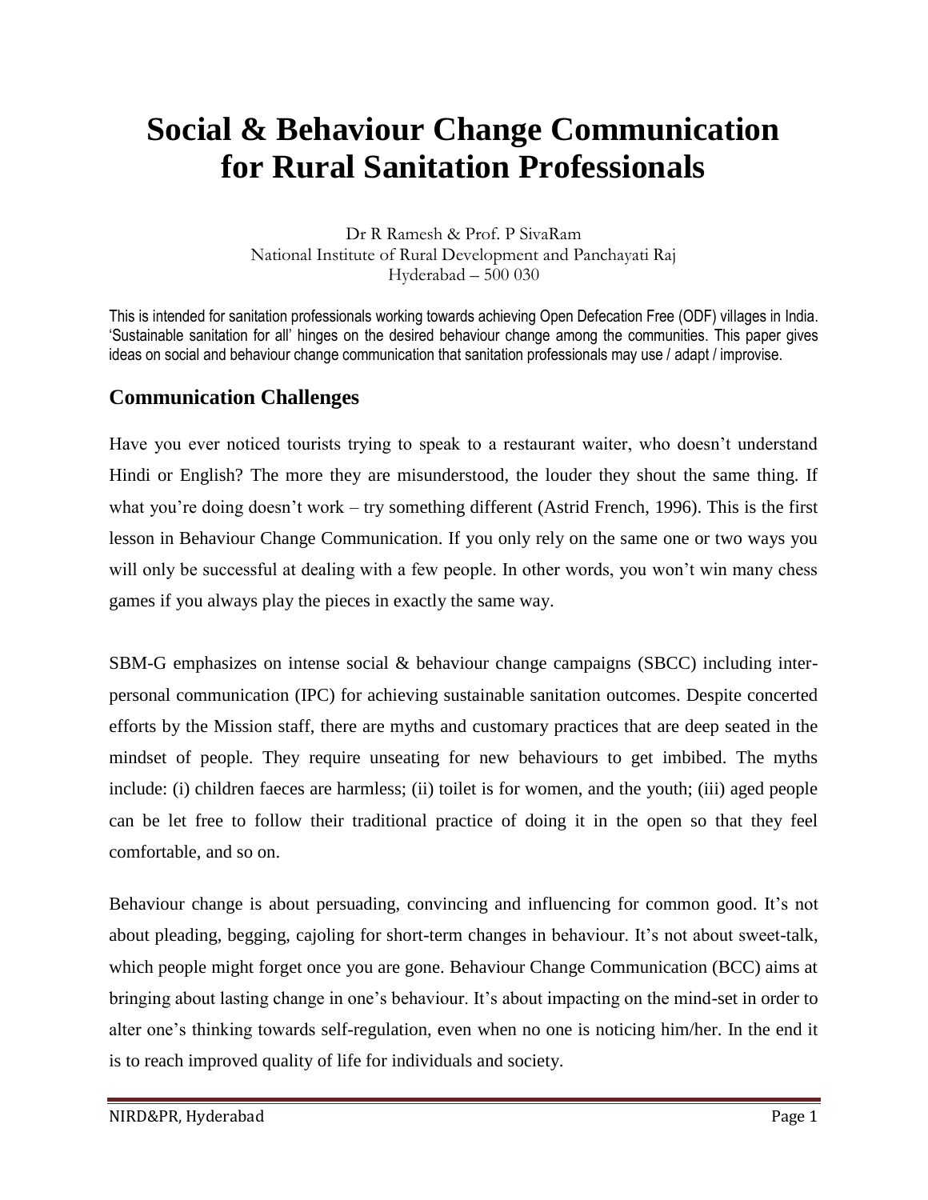# Social & Behaviour Change Communication for Rural Sanitation Professionals

Dr R Ramesh & Prof. P SivaRam
National Institute of Rural Development and Panchayati Raj
Hyderabad – 500 030

This is intended for sanitation professionals working towards achieving Open Defecation Free (ODF) villages in India. 'Sustainable sanitation for all' hinges on the desired behaviour change among the communities. This paper gives ideas on social and behaviour change communication that sanitation professionals may use / adapt / improvise.

## Communication Challenges

Have you ever noticed tourists trying to speak to a restaurant waiter, who doesn't understand Hindi or English? The more they are misunderstood, the louder they shout the same thing. If what you're doing doesn't work – try something different (Astrid French, 1996). This is the first lesson in Behaviour Change Communication. If you only rely on the same one or two ways you will only be successful at dealing with a few people. In other words, you won't win many chess games if you always play the pieces in exactly the same way.

SBM-G emphasizes on intense social & behaviour change campaigns (SBCC) including inter-personal communication (IPC) for achieving sustainable sanitation outcomes. Despite concerted efforts by the Mission staff, there are myths and customary practices that are deep seated in the mindset of people. They require unseating for new behaviours to get imbibed. The myths include: (i) children faeces are harmless; (ii) toilet is for women, and the youth; (iii) aged people can be let free to follow their traditional practice of doing it in the open so that they feel comfortable, and so on.

Behaviour change is about persuading, convincing and influencing for common good. It's not about pleading, begging, cajoling for short-term changes in behaviour. It's not about sweet-talk, which people might forget once you are gone. Behaviour Change Communication (BCC) aims at bringing about lasting change in one's behaviour. It's about impacting on the mind-set in order to alter one's thinking towards self-regulation, even when no one is noticing him/her. In the end it is to reach improved quality of life for individuals and society.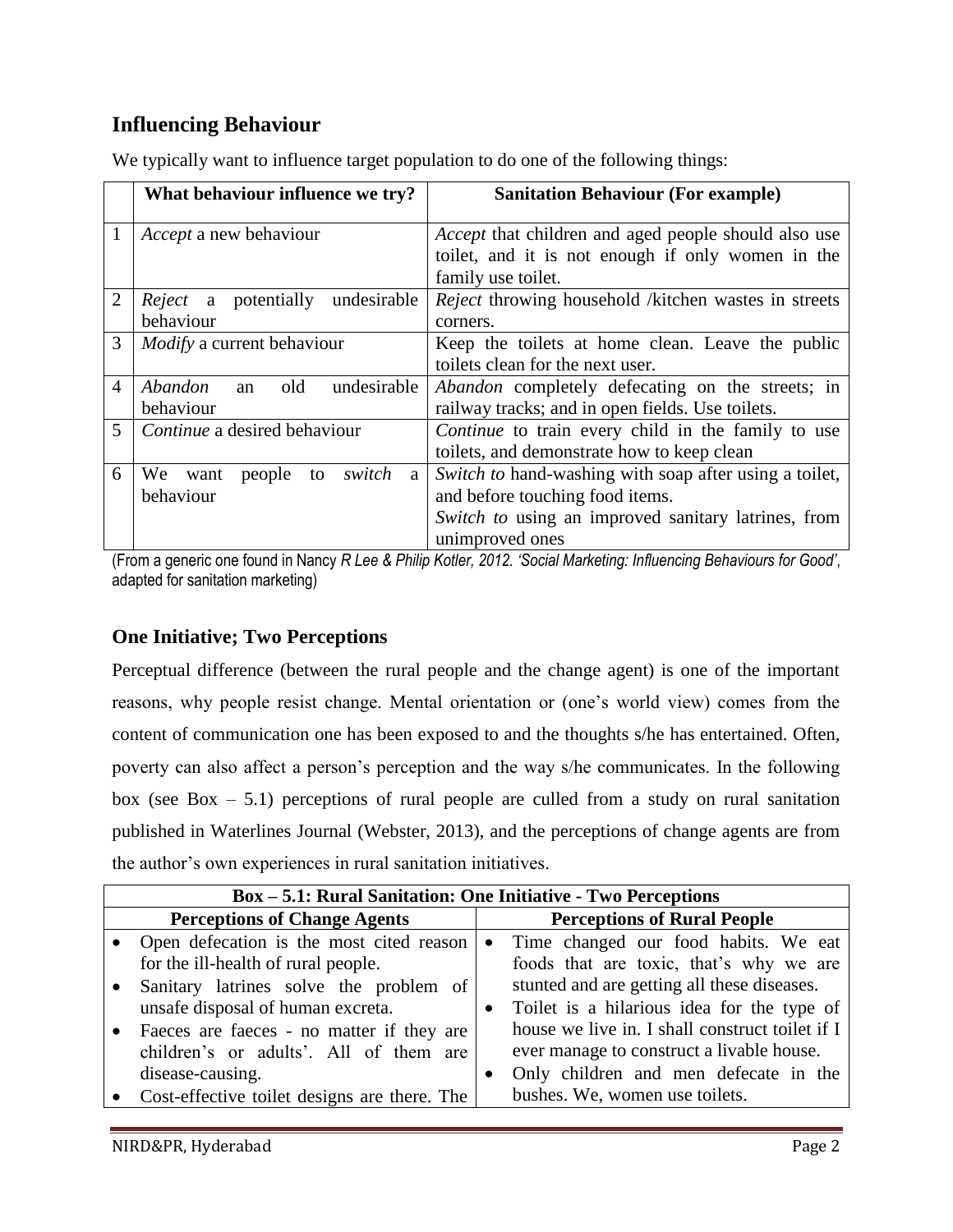## Influencing Behaviour

We typically want to influence target population to do one of the following things:

| | What behaviour influence we try? | Sanitation Behaviour (For example) |
|---|---|---|
| 1 | *Accept* a new behaviour | *Accept* that children and aged people should also use toilet, and it is not enough if only women in the family use toilet. |
| 2 | *Reject* a potentially undesirable behaviour | *Reject* throwing household /kitchen wastes in streets corners. |
| 3 | *Modify* a current behaviour | Keep the toilets at home clean. Leave the public toilets clean for the next user. |
| 4 | *Abandon* an old undesirable behaviour | *Abandon* completely defecating on the streets; in railway tracks; and in open fields. Use toilets. |
| 5 | *Continue* a desired behaviour | *Continue* to train every child in the family to use toilets, and demonstrate how to keep clean |
| 6 | We want people to *switch* a behaviour | *Switch to* hand-washing with soap after using a toilet, and before touching food items.<br>*Switch to* using an improved sanitary latrines, from unimproved ones |

(From a generic one found in Nancy *R Lee & Philip Kotler, 2012. 'Social Marketing: Influencing Behaviours for Good'*, adapted for sanitation marketing)

## One Initiative; Two Perceptions

Perceptual difference (between the rural people and the change agent) is one of the important reasons, why people resist change. Mental orientation or (one's world view) comes from the content of communication one has been exposed to and the thoughts s/he has entertained. Often, poverty can also affect a person's perception and the way s/he communicates. In the following box (see Box – 5.1) perceptions of rural people are culled from a study on rural sanitation published in Waterlines Journal (Webster, 2013), and the perceptions of change agents are from the author's own experiences in rural sanitation initiatives.

| Box – 5.1: Rural Sanitation: One Initiative - Two Perceptions | |
|---|---|
| **Perceptions of Change Agents** | **Perceptions of Rural People** |
| • Open defecation is the most cited reason for the ill-health of rural people.<br>• Sanitary latrines solve the problem of unsafe disposal of human excreta.<br>• Faeces are faeces - no matter if they are children's or adults'. All of them are disease-causing.<br>• Cost-effective toilet designs are there. The | • Time changed our food habits. We eat foods that are toxic, that's why we are stunted and are getting all these diseases.<br>• Toilet is a hilarious idea for the type of house we live in. I shall construct toilet if I ever manage to construct a livable house.<br>• Only children and men defecate in the bushes. We, women use toilets. |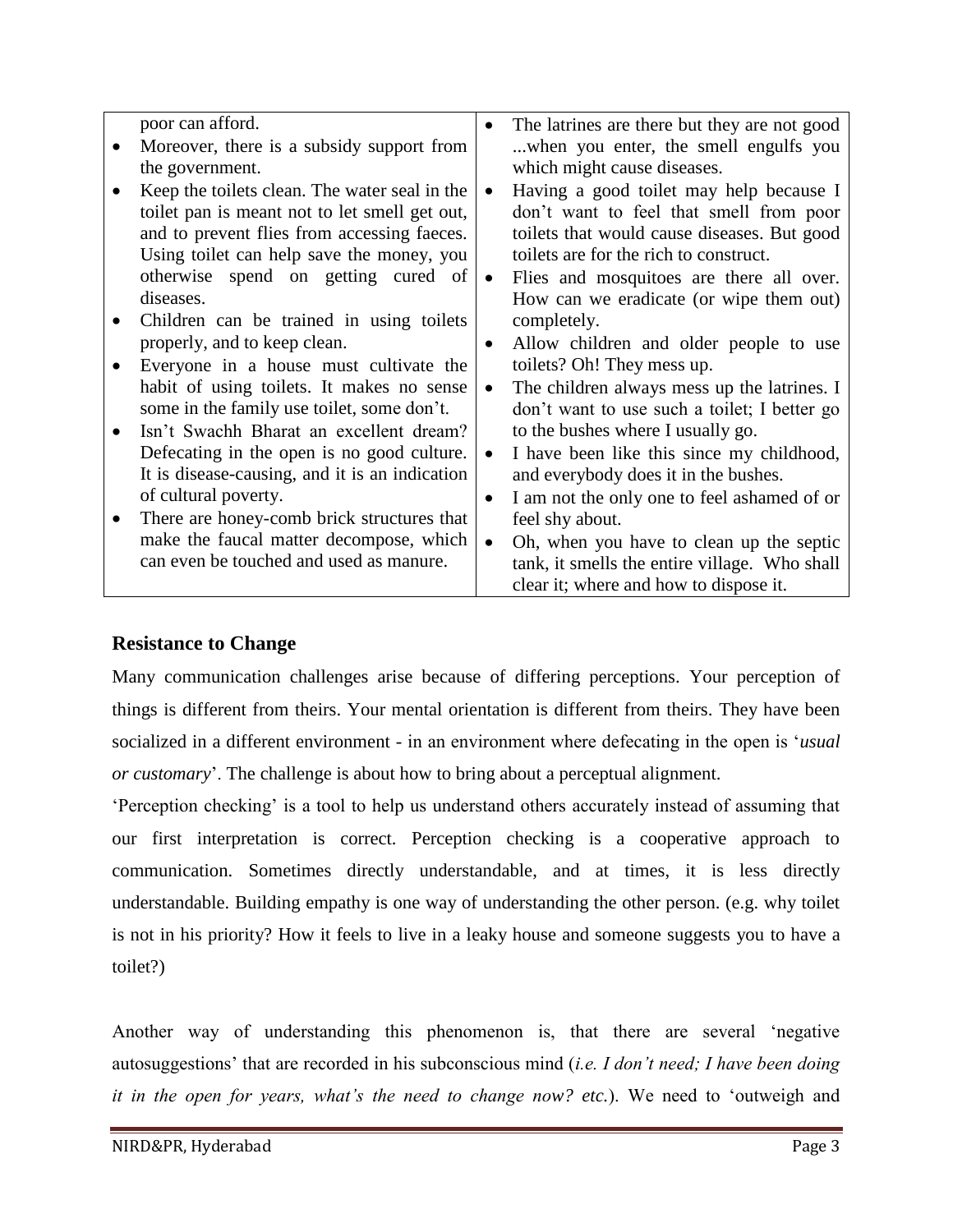| | |
|---|---|
| poor can afford.<br>• Moreover, there is a subsidy support from the government.<br>• Keep the toilets clean. The water seal in the toilet pan is meant not to let smell get out, and to prevent flies from accessing faeces. Using toilet can help save the money, you otherwise spend on getting cured of diseases.<br>• Children can be trained in using toilets properly, and to keep clean.<br>• Everyone in a house must cultivate the habit of using toilets. It makes no sense some in the family use toilet, some don't.<br>• Isn't Swachh Bharat an excellent dream? Defecating in the open is no good culture. It is disease-causing, and it is an indication of cultural poverty.<br>• There are honey-comb brick structures that make the faucal matter decompose, which can even be touched and used as manure. | • The latrines are there but they are not good ...when you enter, the smell engulfs you which might cause diseases.<br>• Having a good toilet may help because I don't want to feel that smell from poor toilets that would cause diseases. But good toilets are for the rich to construct.<br>• Flies and mosquitoes are there all over. How can we eradicate (or wipe them out) completely.<br>• Allow children and older people to use toilets? Oh! They mess up.<br>• The children always mess up the latrines. I don't want to use such a toilet; I better go to the bushes where I usually go.<br>• I have been like this since my childhood, and everybody does it in the bushes.<br>• I am not the only one to feel ashamed of or feel shy about.<br>• Oh, when you have to clean up the septic tank, it smells the entire village. Who shall clear it; where and how to dispose it. |

## Resistance to Change

Many communication challenges arise because of differing perceptions. Your perception of things is different from theirs. Your mental orientation is different from theirs. They have been socialized in a different environment - in an environment where defecating in the open is '*usual or customary*'. The challenge is about how to bring about a perceptual alignment.

'Perception checking' is a tool to help us understand others accurately instead of assuming that our first interpretation is correct. Perception checking is a cooperative approach to communication. Sometimes directly understandable, and at times, it is less directly understandable. Building empathy is one way of understanding the other person. (e.g. why toilet is not in his priority? How it feels to live in a leaky house and someone suggests you to have a toilet?)

Another way of understanding this phenomenon is, that there are several 'negative autosuggestions' that are recorded in his subconscious mind (*i.e. I don't need; I have been doing it in the open for years, what's the need to change now? etc.*). We need to 'outweigh and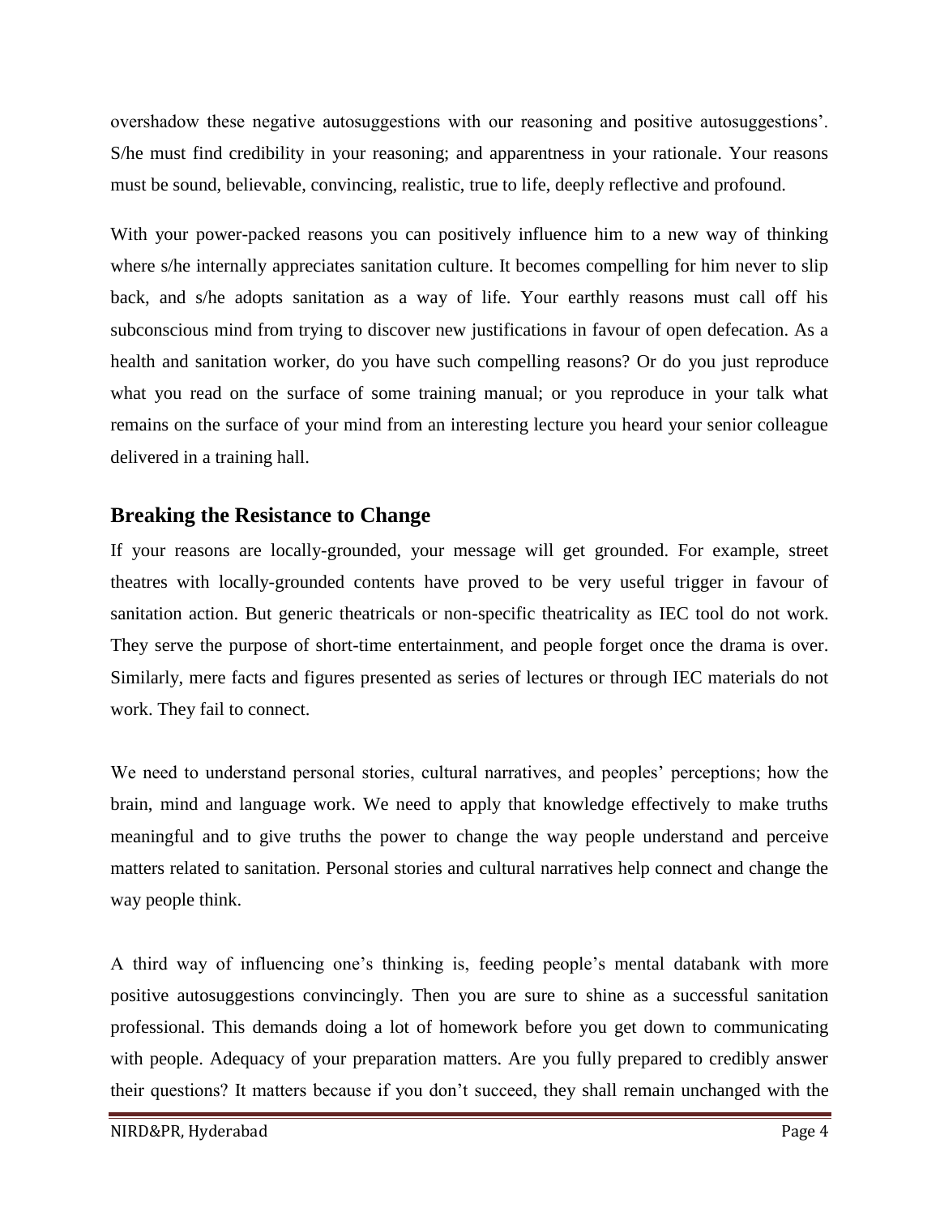overshadow these negative autosuggestions with our reasoning and positive autosuggestions'. S/he must find credibility in your reasoning; and apparentness in your rationale. Your reasons must be sound, believable, convincing, realistic, true to life, deeply reflective and profound.

With your power-packed reasons you can positively influence him to a new way of thinking where s/he internally appreciates sanitation culture. It becomes compelling for him never to slip back, and s/he adopts sanitation as a way of life. Your earthly reasons must call off his subconscious mind from trying to discover new justifications in favour of open defecation. As a health and sanitation worker, do you have such compelling reasons? Or do you just reproduce what you read on the surface of some training manual; or you reproduce in your talk what remains on the surface of your mind from an interesting lecture you heard your senior colleague delivered in a training hall.

## Breaking the Resistance to Change

If your reasons are locally-grounded, your message will get grounded. For example, street theatres with locally-grounded contents have proved to be very useful trigger in favour of sanitation action. But generic theatricals or non-specific theatricality as IEC tool do not work. They serve the purpose of short-time entertainment, and people forget once the drama is over. Similarly, mere facts and figures presented as series of lectures or through IEC materials do not work. They fail to connect.

We need to understand personal stories, cultural narratives, and peoples' perceptions; how the brain, mind and language work. We need to apply that knowledge effectively to make truths meaningful and to give truths the power to change the way people understand and perceive matters related to sanitation. Personal stories and cultural narratives help connect and change the way people think.

A third way of influencing one's thinking is, feeding people's mental databank with more positive autosuggestions convincingly. Then you are sure to shine as a successful sanitation professional. This demands doing a lot of homework before you get down to communicating with people. Adequacy of your preparation matters. Are you fully prepared to credibly answer their questions? It matters because if you don't succeed, they shall remain unchanged with the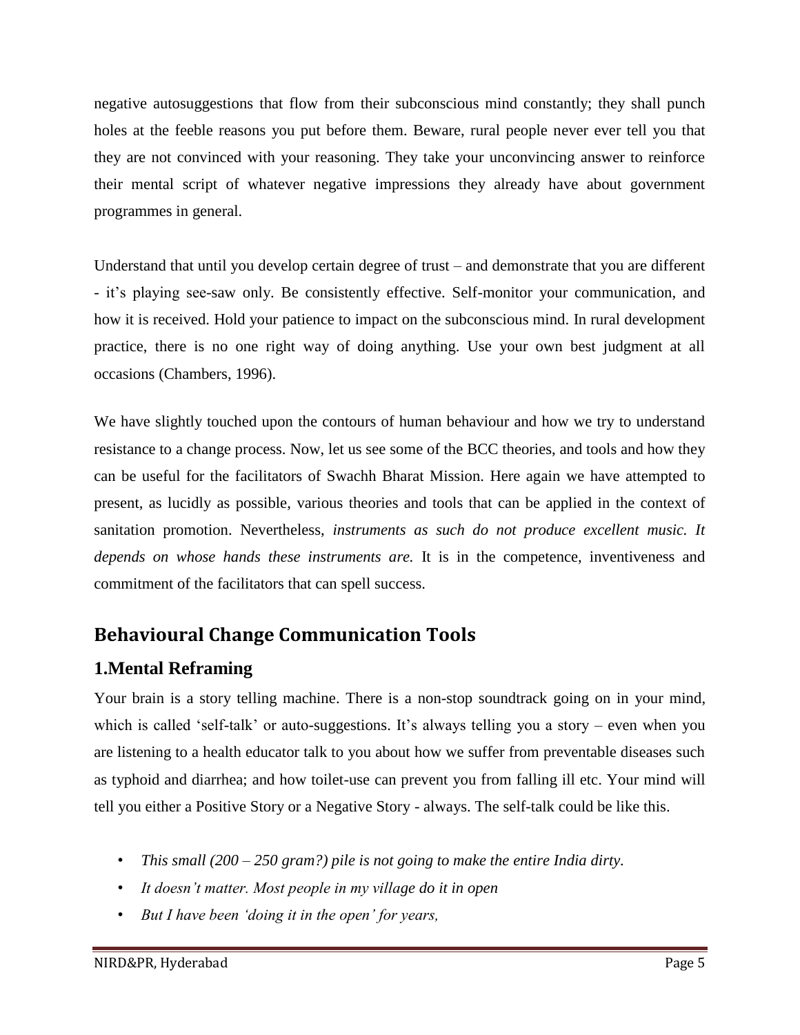negative autosuggestions that flow from their subconscious mind constantly; they shall punch holes at the feeble reasons you put before them. Beware, rural people never ever tell you that they are not convinced with your reasoning. They take your unconvincing answer to reinforce their mental script of whatever negative impressions they already have about government programmes in general.

Understand that until you develop certain degree of trust – and demonstrate that you are different - it's playing see-saw only. Be consistently effective. Self-monitor your communication, and how it is received. Hold your patience to impact on the subconscious mind. In rural development practice, there is no one right way of doing anything. Use your own best judgment at all occasions (Chambers, 1996).

We have slightly touched upon the contours of human behaviour and how we try to understand resistance to a change process. Now, let us see some of the BCC theories, and tools and how they can be useful for the facilitators of Swachh Bharat Mission. Here again we have attempted to present, as lucidly as possible, various theories and tools that can be applied in the context of sanitation promotion. Nevertheless, *instruments as such do not produce excellent music. It depends on whose hands these instruments are.* It is in the competence, inventiveness and commitment of the facilitators that can spell success.

## Behavioural Change Communication Tools

### 1.Mental Reframing

Your brain is a story telling machine. There is a non-stop soundtrack going on in your mind, which is called 'self-talk' or auto-suggestions. It's always telling you a story – even when you are listening to a health educator talk to you about how we suffer from preventable diseases such as typhoid and diarrhea; and how toilet-use can prevent you from falling ill etc. Your mind will tell you either a Positive Story or a Negative Story - always. The self-talk could be like this.

- *This small (200 – 250 gram?) pile is not going to make the entire India dirty.*
- *It doesn't matter. Most people in my village do it in open*
- *But I have been 'doing it in the open' for years,*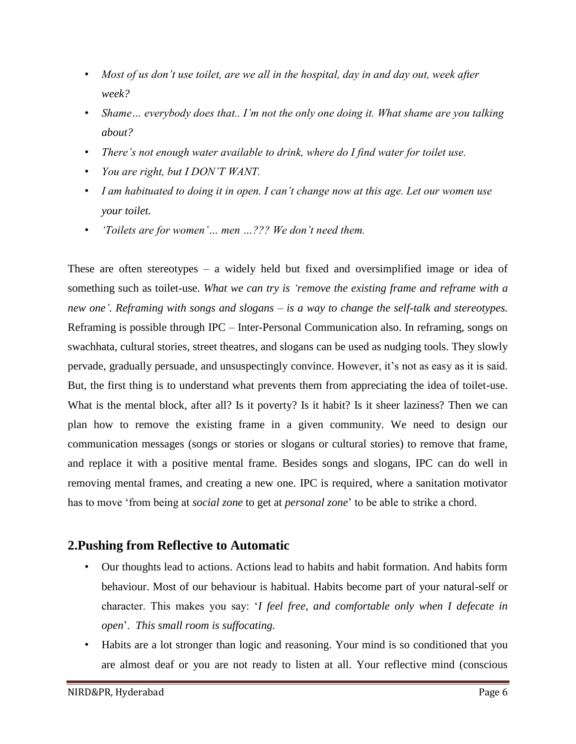- *Most of us don't use toilet, are we all in the hospital, day in and day out, week after week?*
- *Shame… everybody does that.. I'm not the only one doing it. What shame are you talking about?*
- *There's not enough water available to drink, where do I find water for toilet use.*
- *You are right, but I DON'T WANT.*
- *I am habituated to doing it in open. I can't change now at this age. Let our women use your toilet.*
- *'Toilets are for women'… men …??? We don't need them.*

These are often stereotypes – a widely held but fixed and oversimplified image or idea of something such as toilet-use. *What we can try is 'remove the existing frame and reframe with a new one'. Reframing with songs and slogans – is a way to change the self-talk and stereotypes.* Reframing is possible through IPC – Inter-Personal Communication also. In reframing, songs on swachhata, cultural stories, street theatres, and slogans can be used as nudging tools. They slowly pervade, gradually persuade, and unsuspectingly convince. However, it's not as easy as it is said. But, the first thing is to understand what prevents them from appreciating the idea of toilet-use. What is the mental block, after all? Is it poverty? Is it habit? Is it sheer laziness? Then we can plan how to remove the existing frame in a given community. We need to design our communication messages (songs or stories or slogans or cultural stories) to remove that frame, and replace it with a positive mental frame. Besides songs and slogans, IPC can do well in removing mental frames, and creating a new one. IPC is required, where a sanitation motivator has to move 'from being at *social zone* to get at *personal zone*' to be able to strike a chord.

## 2.Pushing from Reflective to Automatic

- Our thoughts lead to actions. Actions lead to habits and habit formation. And habits form behaviour. Most of our behaviour is habitual. Habits become part of your natural-self or character. This makes you say: '*I feel free, and comfortable only when I defecate in open*'. *This small room is suffocating.*
- Habits are a lot stronger than logic and reasoning. Your mind is so conditioned that you are almost deaf or you are not ready to listen at all. Your reflective mind (conscious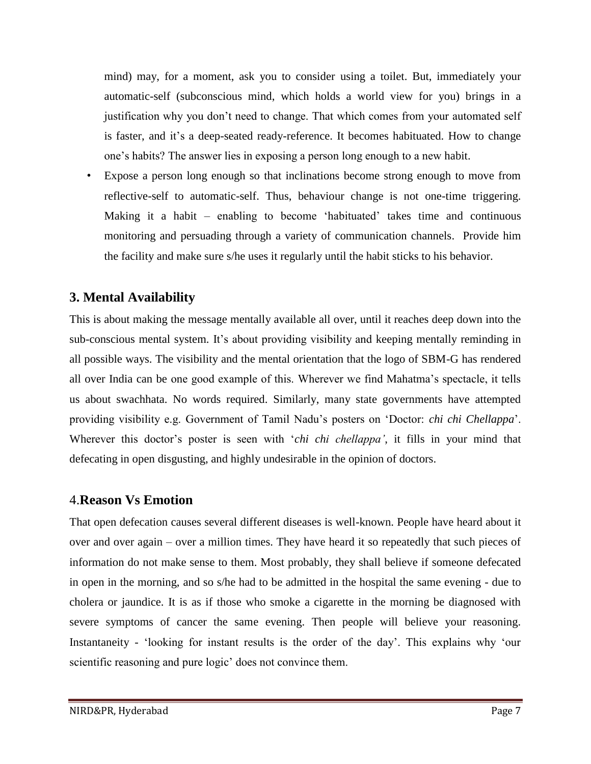mind) may, for a moment, ask you to consider using a toilet. But, immediately your automatic-self (subconscious mind, which holds a world view for you) brings in a justification why you don't need to change. That which comes from your automated self is faster, and it's a deep-seated ready-reference. It becomes habituated. How to change one's habits? The answer lies in exposing a person long enough to a new habit.

- Expose a person long enough so that inclinations become strong enough to move from reflective-self to automatic-self. Thus, behaviour change is not one-time triggering. Making it a habit – enabling to become 'habituated' takes time and continuous monitoring and persuading through a variety of communication channels. Provide him the facility and make sure s/he uses it regularly until the habit sticks to his behavior.

## 3. Mental Availability

This is about making the message mentally available all over, until it reaches deep down into the sub-conscious mental system. It's about providing visibility and keeping mentally reminding in all possible ways. The visibility and the mental orientation that the logo of SBM-G has rendered all over India can be one good example of this. Wherever we find Mahatma's spectacle, it tells us about swachhata. No words required. Similarly, many state governments have attempted providing visibility e.g. Government of Tamil Nadu's posters on 'Doctor: *chi chi Chellappa*'. Wherever this doctor's poster is seen with '*chi chi chellappa'*, it fills in your mind that defecating in open disgusting, and highly undesirable in the opinion of doctors.

## 4. **Reason Vs Emotion**

That open defecation causes several different diseases is well-known. People have heard about it over and over again – over a million times. They have heard it so repeatedly that such pieces of information do not make sense to them. Most probably, they shall believe if someone defecated in open in the morning, and so s/he had to be admitted in the hospital the same evening - due to cholera or jaundice. It is as if those who smoke a cigarette in the morning be diagnosed with severe symptoms of cancer the same evening. Then people will believe your reasoning. Instantaneity - 'looking for instant results is the order of the day'. This explains why 'our scientific reasoning and pure logic' does not convince them.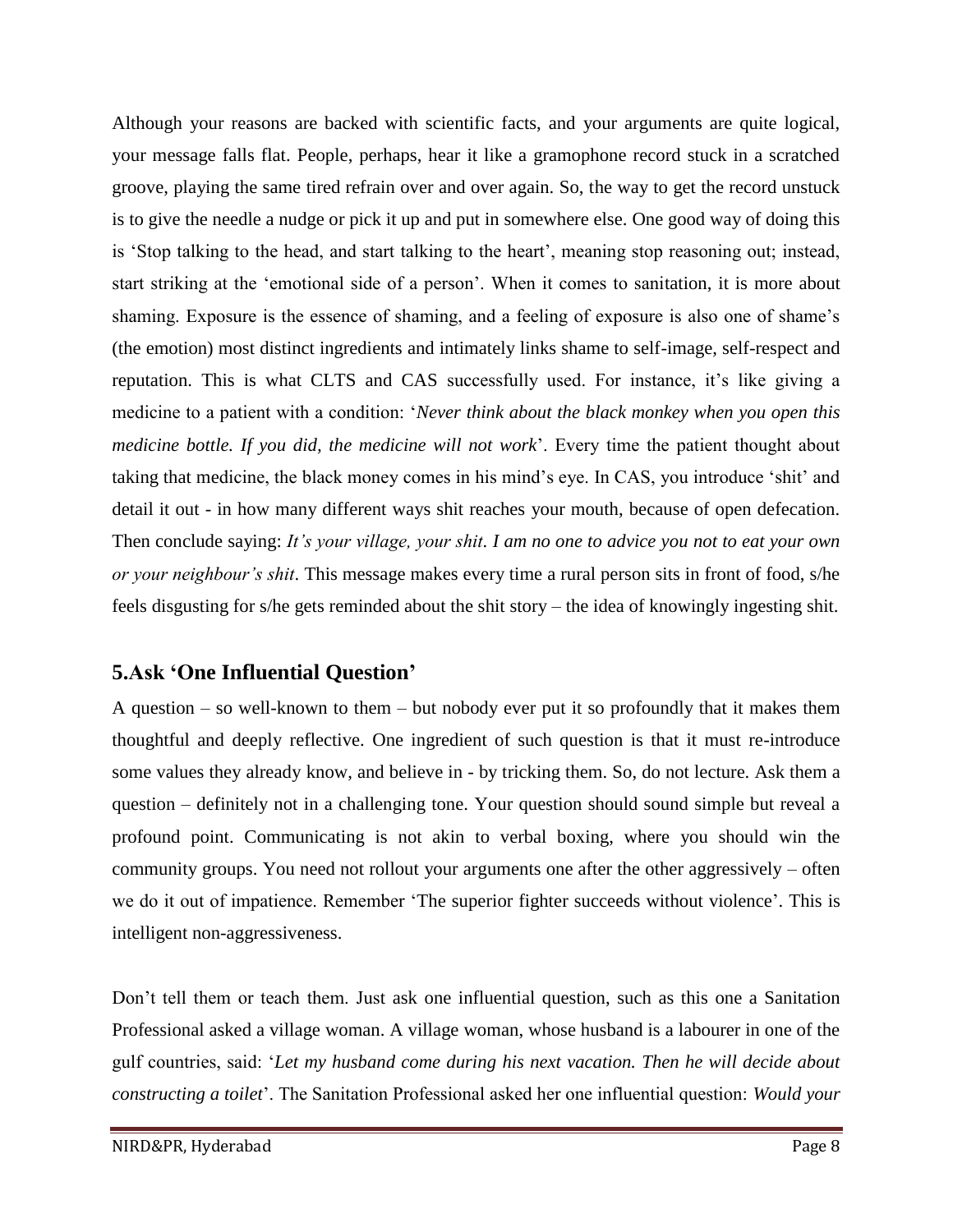Although your reasons are backed with scientific facts, and your arguments are quite logical, your message falls flat. People, perhaps, hear it like a gramophone record stuck in a scratched groove, playing the same tired refrain over and over again. So, the way to get the record unstuck is to give the needle a nudge or pick it up and put in somewhere else. One good way of doing this is 'Stop talking to the head, and start talking to the heart', meaning stop reasoning out; instead, start striking at the 'emotional side of a person'. When it comes to sanitation, it is more about shaming. Exposure is the essence of shaming, and a feeling of exposure is also one of shame's (the emotion) most distinct ingredients and intimately links shame to self-image, self-respect and reputation. This is what CLTS and CAS successfully used. For instance, it's like giving a medicine to a patient with a condition: '*Never think about the black monkey when you open this medicine bottle. If you did, the medicine will not work*'. Every time the patient thought about taking that medicine, the black money comes in his mind's eye. In CAS, you introduce 'shit' and detail it out - in how many different ways shit reaches your mouth, because of open defecation. Then conclude saying: *It's your village, your shit. I am no one to advice you not to eat your own or your neighbour's shit*. This message makes every time a rural person sits in front of food, s/he feels disgusting for s/he gets reminded about the shit story – the idea of knowingly ingesting shit.

## 5.Ask 'One Influential Question'

A question – so well-known to them – but nobody ever put it so profoundly that it makes them thoughtful and deeply reflective. One ingredient of such question is that it must re-introduce some values they already know, and believe in - by tricking them. So, do not lecture. Ask them a question – definitely not in a challenging tone. Your question should sound simple but reveal a profound point. Communicating is not akin to verbal boxing, where you should win the community groups. You need not rollout your arguments one after the other aggressively – often we do it out of impatience. Remember 'The superior fighter succeeds without violence'. This is intelligent non-aggressiveness.

Don't tell them or teach them. Just ask one influential question, such as this one a Sanitation Professional asked a village woman. A village woman, whose husband is a labourer in one of the gulf countries, said: '*Let my husband come during his next vacation. Then he will decide about constructing a toilet*'. The Sanitation Professional asked her one influential question: *Would your*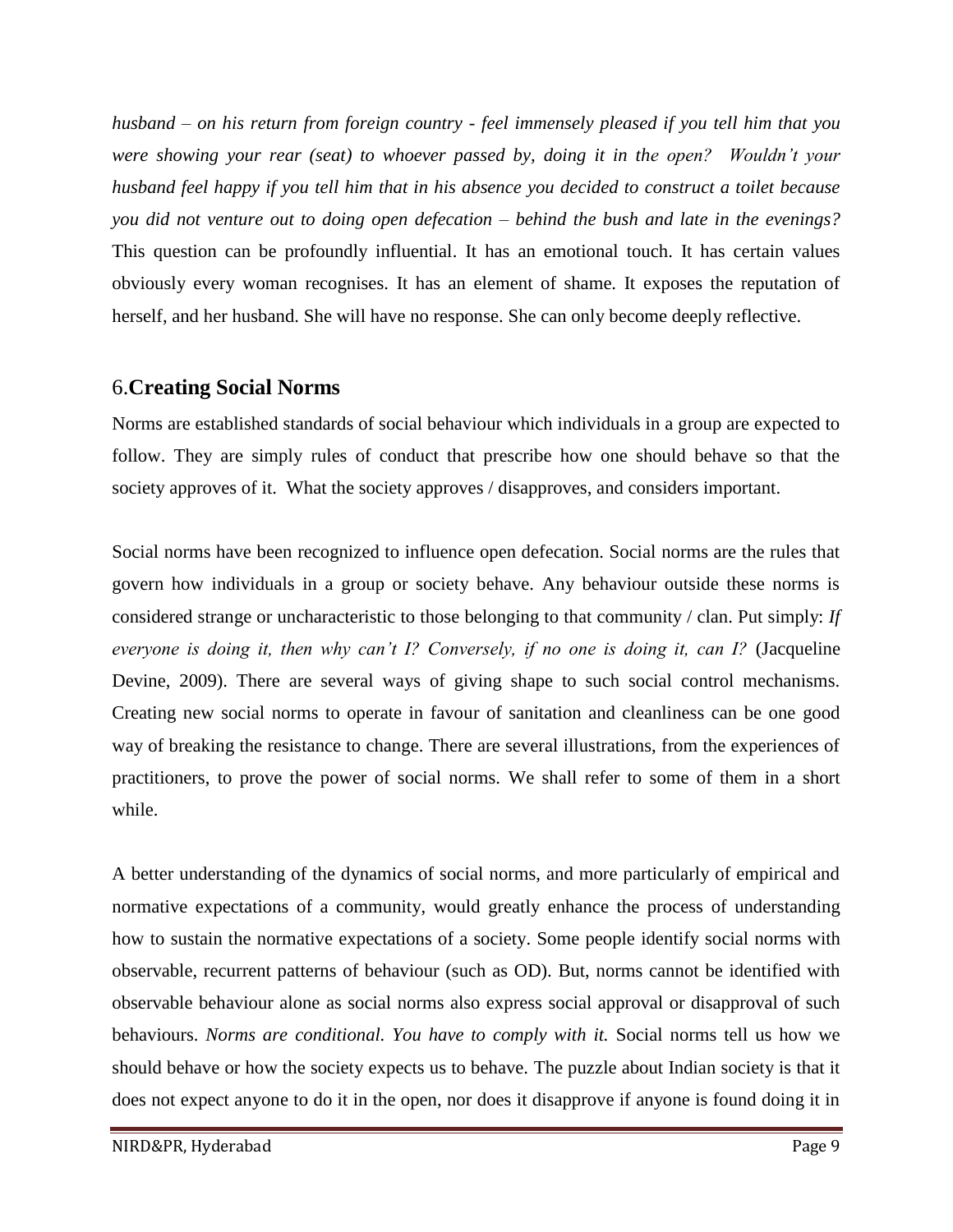*husband – on his return from foreign country - feel immensely pleased if you tell him that you were showing your rear (seat) to whoever passed by, doing it in the open? Wouldn't your husband feel happy if you tell him that in his absence you decided to construct a toilet because you did not venture out to doing open defecation – behind the bush and late in the evenings?* This question can be profoundly influential. It has an emotional touch. It has certain values obviously every woman recognises. It has an element of shame. It exposes the reputation of herself, and her husband. She will have no response. She can only become deeply reflective.

## 6.**Creating Social Norms**

Norms are established standards of social behaviour which individuals in a group are expected to follow. They are simply rules of conduct that prescribe how one should behave so that the society approves of it. What the society approves / disapproves, and considers important.

Social norms have been recognized to influence open defecation. Social norms are the rules that govern how individuals in a group or society behave. Any behaviour outside these norms is considered strange or uncharacteristic to those belonging to that community / clan. Put simply: *If everyone is doing it, then why can't I? Conversely, if no one is doing it, can I?* (Jacqueline Devine, 2009). There are several ways of giving shape to such social control mechanisms. Creating new social norms to operate in favour of sanitation and cleanliness can be one good way of breaking the resistance to change. There are several illustrations, from the experiences of practitioners, to prove the power of social norms. We shall refer to some of them in a short while.

A better understanding of the dynamics of social norms, and more particularly of empirical and normative expectations of a community, would greatly enhance the process of understanding how to sustain the normative expectations of a society. Some people identify social norms with observable, recurrent patterns of behaviour (such as OD). But, norms cannot be identified with observable behaviour alone as social norms also express social approval or disapproval of such behaviours. *Norms are conditional. You have to comply with it.* Social norms tell us how we should behave or how the society expects us to behave. The puzzle about Indian society is that it does not expect anyone to do it in the open, nor does it disapprove if anyone is found doing it in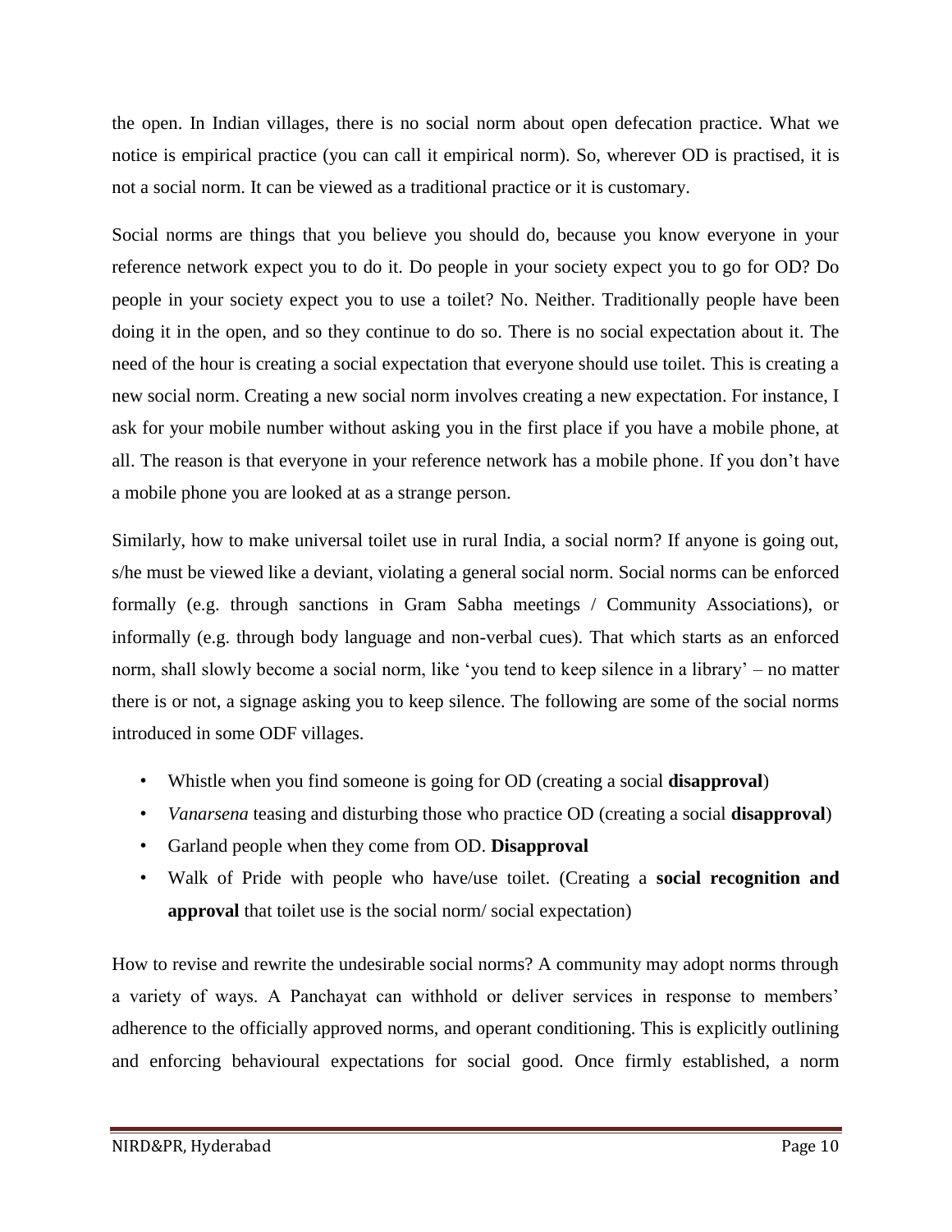the open. In Indian villages, there is no social norm about open defecation practice. What we notice is empirical practice (you can call it empirical norm). So, wherever OD is practised, it is not a social norm. It can be viewed as a traditional practice or it is customary.

Social norms are things that you believe you should do, because you know everyone in your reference network expect you to do it. Do people in your society expect you to go for OD? Do people in your society expect you to use a toilet? No. Neither. Traditionally people have been doing it in the open, and so they continue to do so. There is no social expectation about it. The need of the hour is creating a social expectation that everyone should use toilet. This is creating a new social norm. Creating a new social norm involves creating a new expectation. For instance, I ask for your mobile number without asking you in the first place if you have a mobile phone, at all. The reason is that everyone in your reference network has a mobile phone. If you don't have a mobile phone you are looked at as a strange person.

Similarly, how to make universal toilet use in rural India, a social norm? If anyone is going out, s/he must be viewed like a deviant, violating a general social norm. Social norms can be enforced formally (e.g. through sanctions in Gram Sabha meetings / Community Associations), or informally (e.g. through body language and non-verbal cues). That which starts as an enforced norm, shall slowly become a social norm, like 'you tend to keep silence in a library' – no matter there is or not, a signage asking you to keep silence. The following are some of the social norms introduced in some ODF villages.

- Whistle when you find someone is going for OD (creating a social **disapproval**)
- *Vanarsena* teasing and disturbing those who practice OD (creating a social **disapproval**)
- Garland people when they come from OD. **Disapproval**
- Walk of Pride with people who have/use toilet. (Creating a **social recognition and approval** that toilet use is the social norm/ social expectation)

How to revise and rewrite the undesirable social norms? A community may adopt norms through a variety of ways. A Panchayat can withhold or deliver services in response to members' adherence to the officially approved norms, and operant conditioning. This is explicitly outlining and enforcing behavioural expectations for social good. Once firmly established, a norm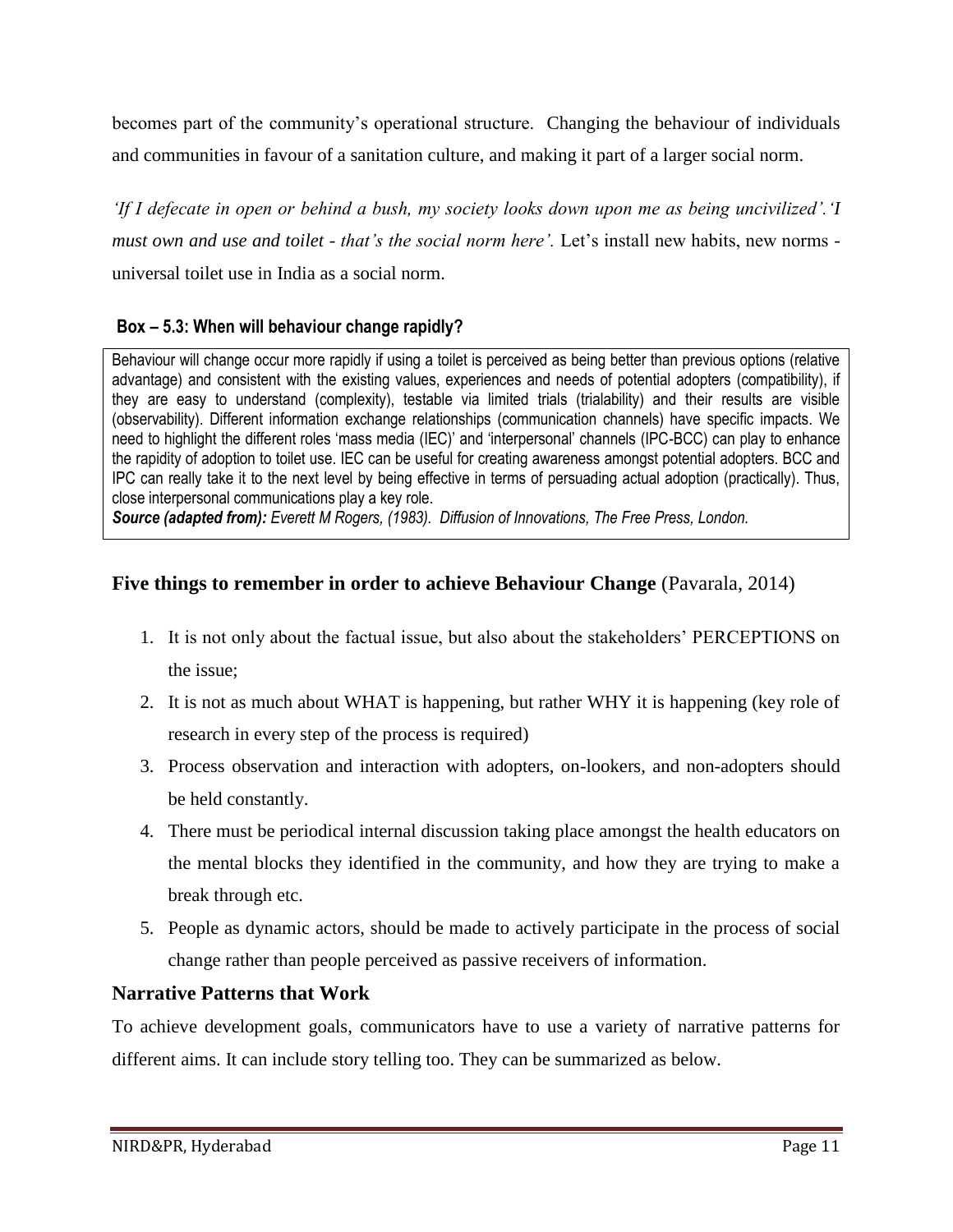becomes part of the community's operational structure. Changing the behaviour of individuals and communities in favour of a sanitation culture, and making it part of a larger social norm.

*'If I defecate in open or behind a bush, my society looks down upon me as being uncivilized'.'I must own and use and toilet - that's the social norm here'.* Let's install new habits, new norms - universal toilet use in India as a social norm.

**Box – 5.3: When will behaviour change rapidly?**

> Behaviour will change occur more rapidly if using a toilet is perceived as being better than previous options (relative advantage) and consistent with the existing values, experiences and needs of potential adopters (compatibility), if they are easy to understand (complexity), testable via limited trials (trialability) and their results are visible (observability). Different information exchange relationships (communication channels) have specific impacts. We need to highlight the different roles 'mass media (IEC)' and 'interpersonal' channels (IPC-BCC) can play to enhance the rapidity of adoption to toilet use. IEC can be useful for creating awareness amongst potential adopters. BCC and IPC can really take it to the next level by being effective in terms of persuading actual adoption (practically). Thus, close interpersonal communications play a key role.
>
> ***Source (adapted from):*** *Everett M Rogers, (1983). Diffusion of Innovations, The Free Press, London.*

### **Five things to remember in order to achieve Behaviour Change** (Pavarala, 2014)

1. It is not only about the factual issue, but also about the stakeholders' PERCEPTIONS on the issue;
2. It is not as much about WHAT is happening, but rather WHY it is happening (key role of research in every step of the process is required)
3. Process observation and interaction with adopters, on-lookers, and non-adopters should be held constantly.
4. There must be periodical internal discussion taking place amongst the health educators on the mental blocks they identified in the community, and how they are trying to make a break through etc.
5. People as dynamic actors, should be made to actively participate in the process of social change rather than people perceived as passive receivers of information.

### **Narrative Patterns that Work**

To achieve development goals, communicators have to use a variety of narrative patterns for different aims. It can include story telling too. They can be summarized as below.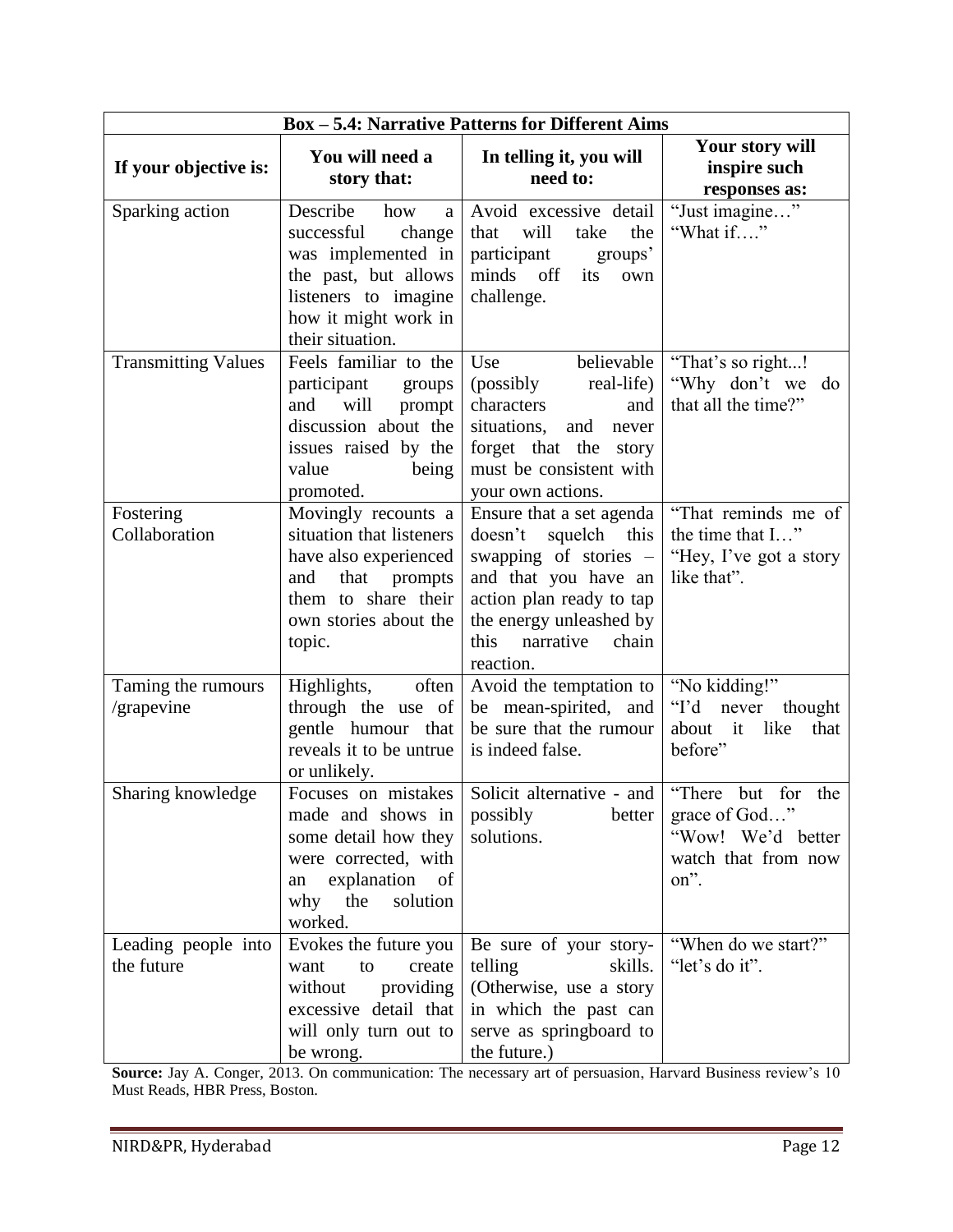| **Box – 5.4: Narrative Patterns for Different Aims** | | | |
|---|---|---|---|
| **If your objective is:** | **You will need a story that:** | **In telling it, you will need to:** | **Your story will inspire such responses as:** |
| Sparking action | Describe how a successful change was implemented in the past, but allows listeners to imagine how it might work in their situation. | Avoid excessive detail that will take the participant groups' minds off its own challenge. | "Just imagine…" "What if…." |
| Transmitting Values | Feels familiar to the participant groups and will prompt discussion about the issues raised by the value being promoted. | Use believable (possibly real-life) characters and situations, and never forget that the story must be consistent with your own actions. | "That's so right...! "Why don't we do that all the time?" |
| Fostering Collaboration | Movingly recounts a situation that listeners have also experienced and that prompts them to share their own stories about the topic. | Ensure that a set agenda doesn't squelch this swapping of stories – and that you have an action plan ready to tap the energy unleashed by this narrative chain reaction. | "That reminds me of the time that I…" "Hey, I've got a story like that". |
| Taming the rumours /grapevine | Highlights, often through the use of gentle humour that reveals it to be untrue or unlikely. | Avoid the temptation to be mean-spirited, and be sure that the rumour is indeed false. | "No kidding!" "I'd never thought about it like that before" |
| Sharing knowledge | Focuses on mistakes made and shows in some detail how they were corrected, with an explanation of why the solution worked. | Solicit alternative - and possibly better solutions. | "There but for the grace of God…" "Wow! We'd better watch that from now on". |
| Leading people into the future | Evokes the future you want to create without providing excessive detail that will only turn out to be wrong. | Be sure of your story-telling skills. (Otherwise, use a story in which the past can serve as springboard to the future.) | "When do we start?" "let's do it". |

**Source:** Jay A. Conger, 2013. On communication: The necessary art of persuasion, Harvard Business review's 10 Must Reads, HBR Press, Boston.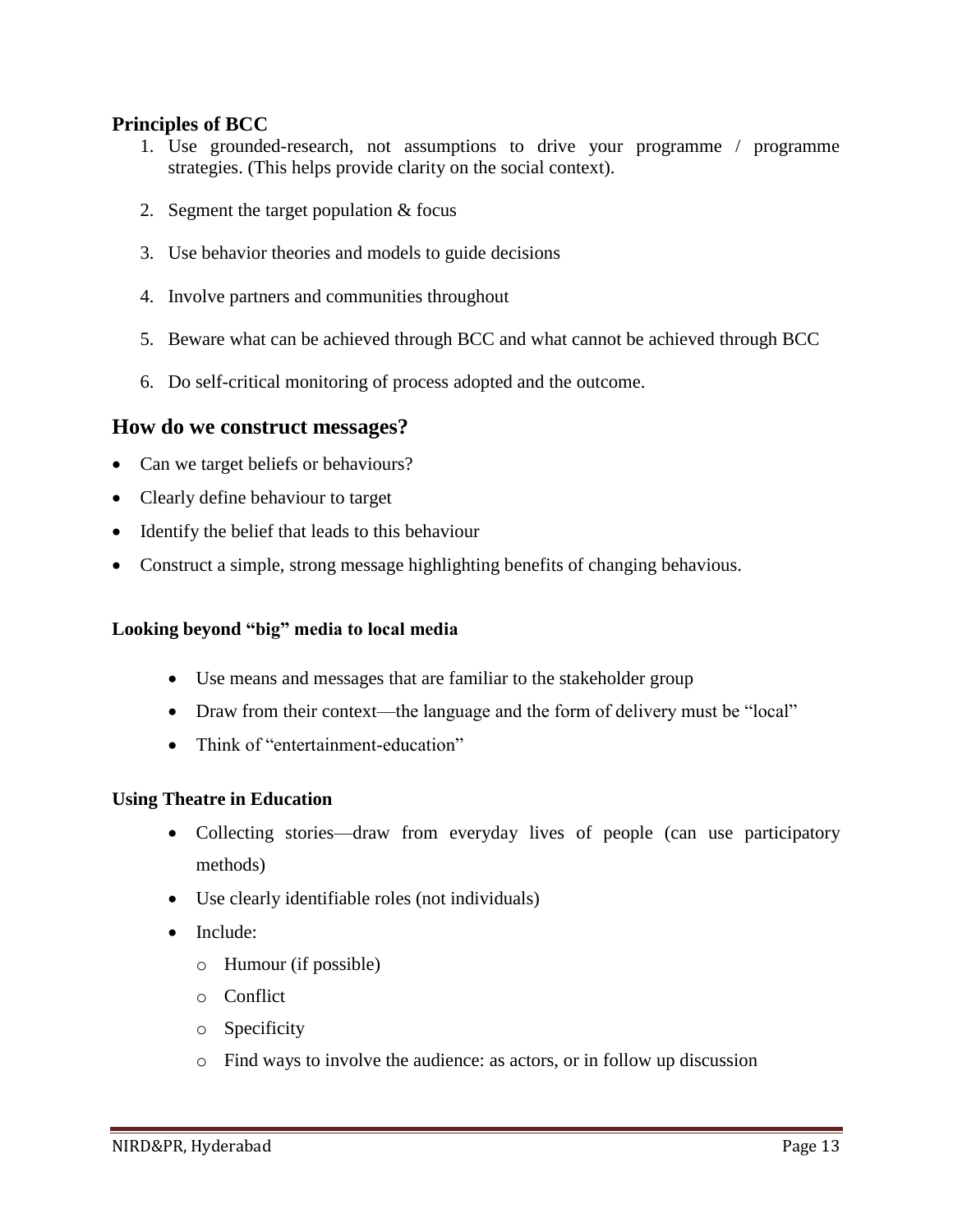**Principles of BCC**

1. Use grounded-research, not assumptions to drive your programme / programme strategies. (This helps provide clarity on the social context).
2. Segment the target population & focus
3. Use behavior theories and models to guide decisions
4. Involve partners and communities throughout
5. Beware what can be achieved through BCC and what cannot be achieved through BCC
6. Do self-critical monitoring of process adopted and the outcome.

## How do we construct messages?

- Can we target beliefs or behaviours?
- Clearly define behaviour to target
- Identify the belief that leads to this behaviour
- Construct a simple, strong message highlighting benefits of changing behavious.

**Looking beyond "big" media to local media**

- Use means and messages that are familiar to the stakeholder group
- Draw from their context—the language and the form of delivery must be "local"
- Think of "entertainment-education"

**Using Theatre in Education**

- Collecting stories—draw from everyday lives of people (can use participatory methods)
- Use clearly identifiable roles (not individuals)
- Include:
  - Humour (if possible)
  - Conflict
  - Specificity
  - Find ways to involve the audience: as actors, or in follow up discussion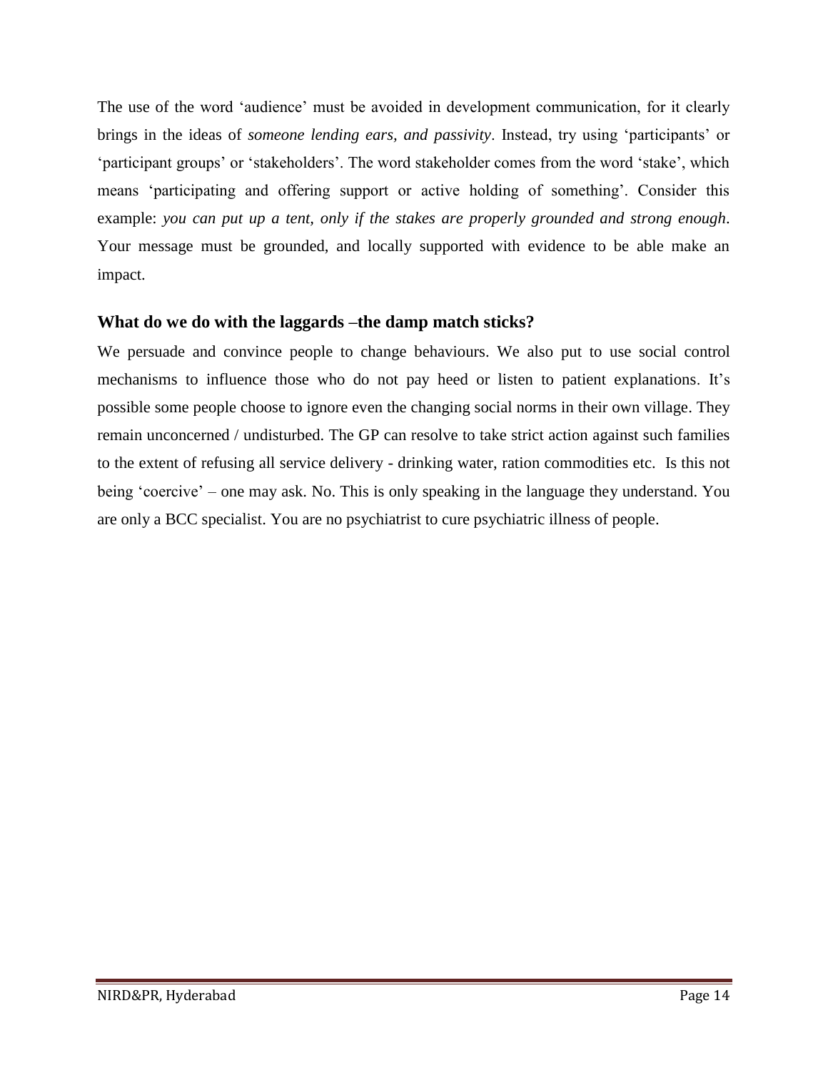The use of the word 'audience' must be avoided in development communication, for it clearly brings in the ideas of *someone lending ears, and passivity*. Instead, try using 'participants' or 'participant groups' or 'stakeholders'. The word stakeholder comes from the word 'stake', which means 'participating and offering support or active holding of something'. Consider this example: *you can put up a tent, only if the stakes are properly grounded and strong enough*. Your message must be grounded, and locally supported with evidence to be able make an impact.

### What do we do with the laggards –the damp match sticks?

We persuade and convince people to change behaviours. We also put to use social control mechanisms to influence those who do not pay heed or listen to patient explanations. It's possible some people choose to ignore even the changing social norms in their own village. They remain unconcerned / undisturbed. The GP can resolve to take strict action against such families to the extent of refusing all service delivery - drinking water, ration commodities etc. Is this not being 'coercive' – one may ask. No. This is only speaking in the language they understand. You are only a BCC specialist. You are no psychiatrist to cure psychiatric illness of people.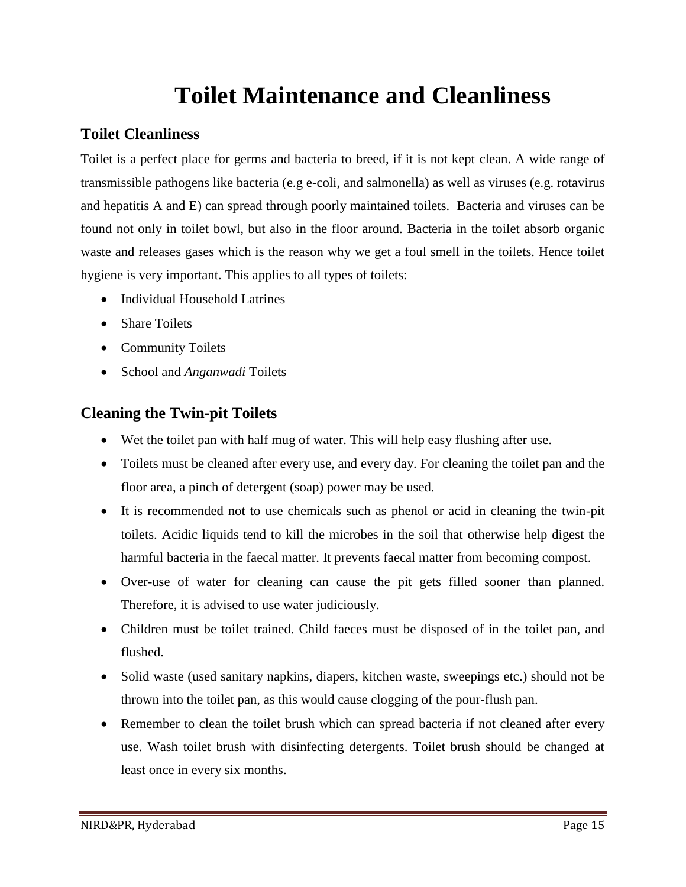# Toilet Maintenance and Cleanliness

## Toilet Cleanliness

Toilet is a perfect place for germs and bacteria to breed, if it is not kept clean. A wide range of transmissible pathogens like bacteria (e.g e-coli, and salmonella) as well as viruses (e.g. rotavirus and hepatitis A and E) can spread through poorly maintained toilets. Bacteria and viruses can be found not only in toilet bowl, but also in the floor around. Bacteria in the toilet absorb organic waste and releases gases which is the reason why we get a foul smell in the toilets. Hence toilet hygiene is very important. This applies to all types of toilets:

- Individual Household Latrines
- Share Toilets
- Community Toilets
- School and *Anganwadi* Toilets

## Cleaning the Twin-pit Toilets

- Wet the toilet pan with half mug of water. This will help easy flushing after use.
- Toilets must be cleaned after every use, and every day. For cleaning the toilet pan and the floor area, a pinch of detergent (soap) power may be used.
- It is recommended not to use chemicals such as phenol or acid in cleaning the twin-pit toilets. Acidic liquids tend to kill the microbes in the soil that otherwise help digest the harmful bacteria in the faecal matter. It prevents faecal matter from becoming compost.
- Over-use of water for cleaning can cause the pit gets filled sooner than planned. Therefore, it is advised to use water judiciously.
- Children must be toilet trained. Child faeces must be disposed of in the toilet pan, and flushed.
- Solid waste (used sanitary napkins, diapers, kitchen waste, sweepings etc.) should not be thrown into the toilet pan, as this would cause clogging of the pour-flush pan.
- Remember to clean the toilet brush which can spread bacteria if not cleaned after every use. Wash toilet brush with disinfecting detergents. Toilet brush should be changed at least once in every six months.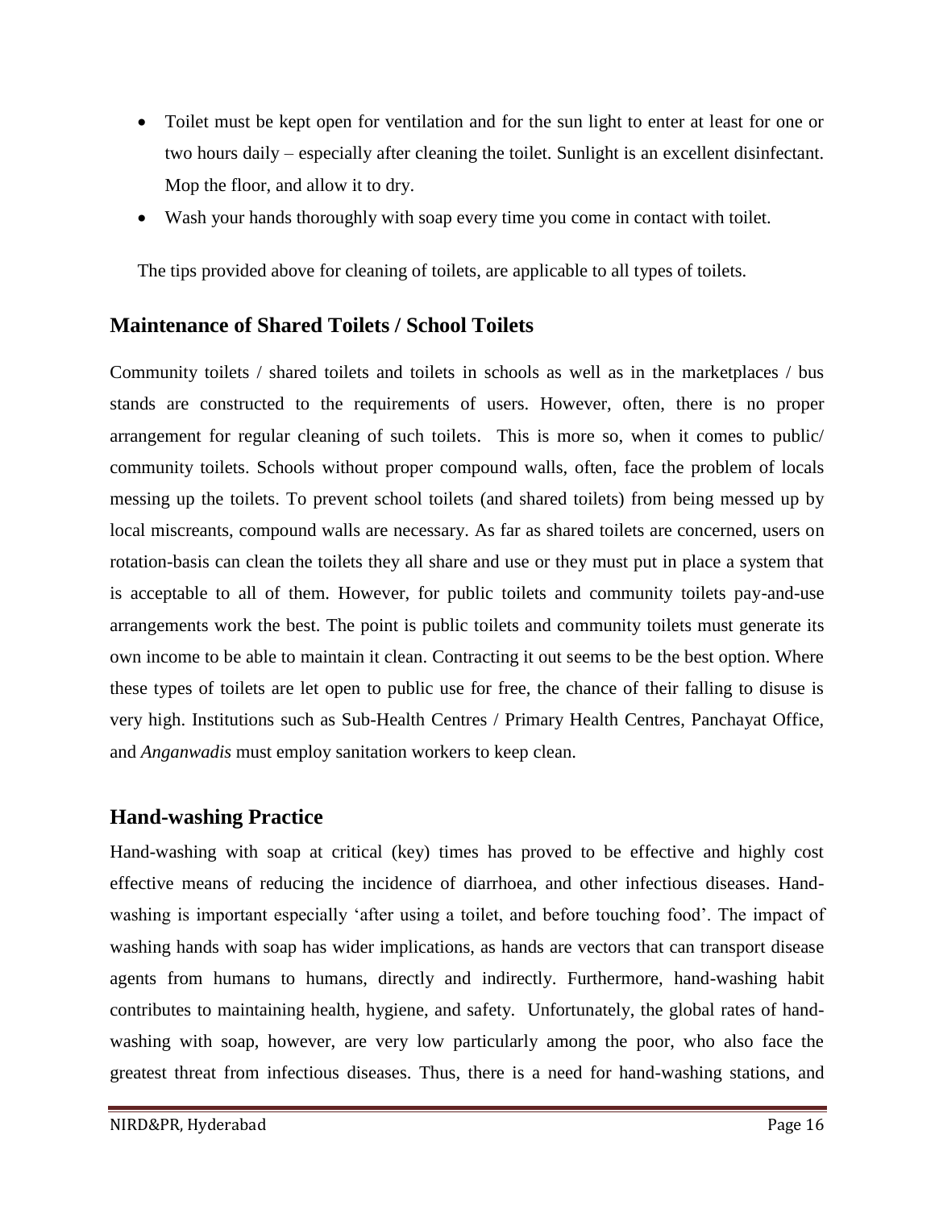- Toilet must be kept open for ventilation and for the sun light to enter at least for one or two hours daily – especially after cleaning the toilet. Sunlight is an excellent disinfectant. Mop the floor, and allow it to dry.
- Wash your hands thoroughly with soap every time you come in contact with toilet.

The tips provided above for cleaning of toilets, are applicable to all types of toilets.

## Maintenance of Shared Toilets / School Toilets

Community toilets / shared toilets and toilets in schools as well as in the marketplaces / bus stands are constructed to the requirements of users. However, often, there is no proper arrangement for regular cleaning of such toilets. This is more so, when it comes to public/ community toilets. Schools without proper compound walls, often, face the problem of locals messing up the toilets. To prevent school toilets (and shared toilets) from being messed up by local miscreants, compound walls are necessary. As far as shared toilets are concerned, users on rotation-basis can clean the toilets they all share and use or they must put in place a system that is acceptable to all of them. However, for public toilets and community toilets pay-and-use arrangements work the best. The point is public toilets and community toilets must generate its own income to be able to maintain it clean. Contracting it out seems to be the best option. Where these types of toilets are let open to public use for free, the chance of their falling to disuse is very high. Institutions such as Sub-Health Centres / Primary Health Centres, Panchayat Office, and *Anganwadis* must employ sanitation workers to keep clean.

## Hand-washing Practice

Hand-washing with soap at critical (key) times has proved to be effective and highly cost effective means of reducing the incidence of diarrhoea, and other infectious diseases. Hand-washing is important especially 'after using a toilet, and before touching food'. The impact of washing hands with soap has wider implications, as hands are vectors that can transport disease agents from humans to humans, directly and indirectly. Furthermore, hand-washing habit contributes to maintaining health, hygiene, and safety. Unfortunately, the global rates of hand-washing with soap, however, are very low particularly among the poor, who also face the greatest threat from infectious diseases. Thus, there is a need for hand-washing stations, and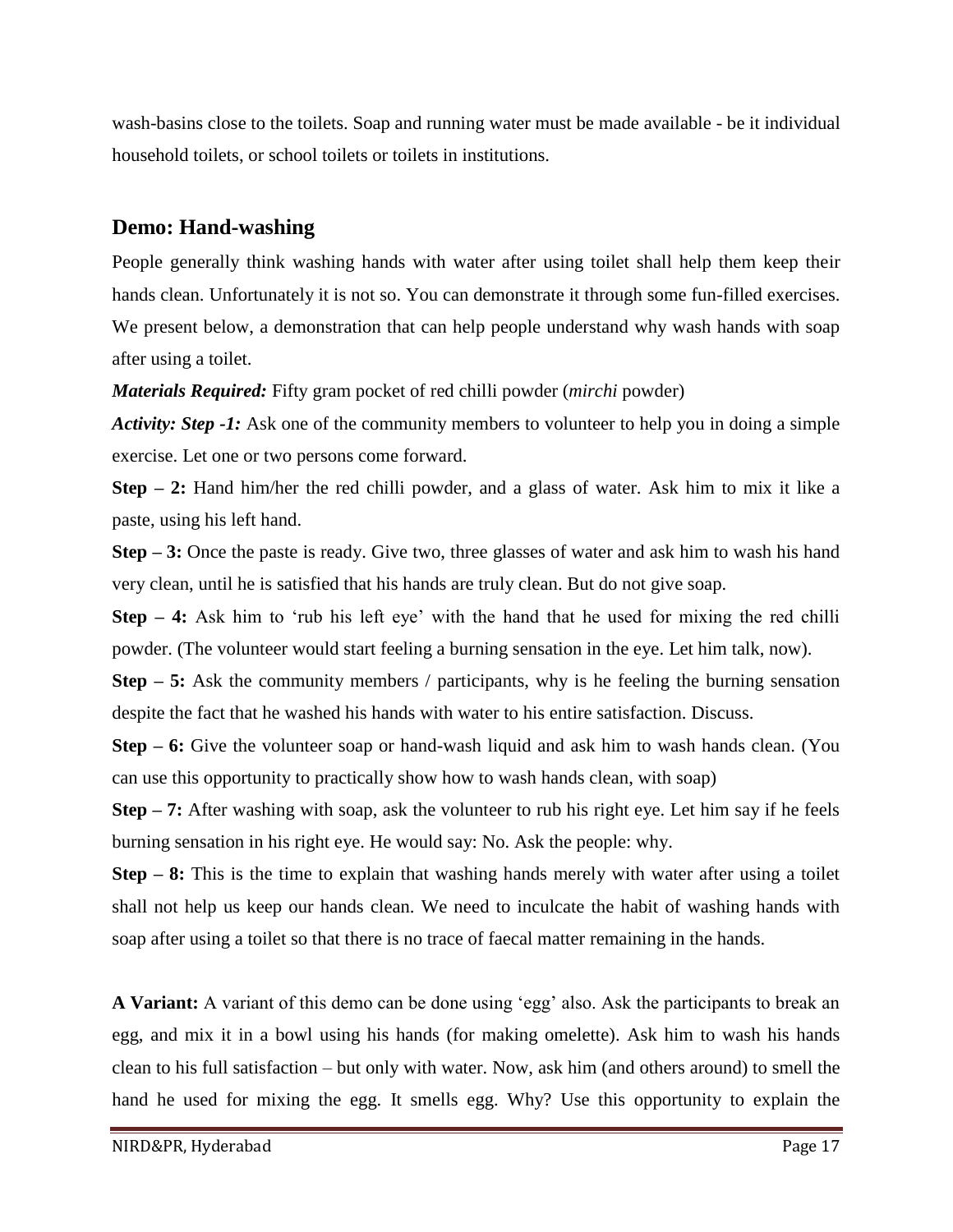wash-basins close to the toilets. Soap and running water must be made available - be it individual household toilets, or school toilets or toilets in institutions.

## Demo: Hand-washing

People generally think washing hands with water after using toilet shall help them keep their hands clean. Unfortunately it is not so. You can demonstrate it through some fun-filled exercises. We present below, a demonstration that can help people understand why wash hands with soap after using a toilet.

***Materials Required:*** Fifty gram pocket of red chilli powder (*mirchi* powder)

***Activity: Step -1:*** Ask one of the community members to volunteer to help you in doing a simple exercise. Let one or two persons come forward.

**Step – 2:** Hand him/her the red chilli powder, and a glass of water. Ask him to mix it like a paste, using his left hand.

**Step – 3:** Once the paste is ready. Give two, three glasses of water and ask him to wash his hand very clean, until he is satisfied that his hands are truly clean. But do not give soap.

**Step – 4:** Ask him to 'rub his left eye' with the hand that he used for mixing the red chilli powder. (The volunteer would start feeling a burning sensation in the eye. Let him talk, now).

**Step – 5:** Ask the community members / participants, why is he feeling the burning sensation despite the fact that he washed his hands with water to his entire satisfaction. Discuss.

**Step – 6:** Give the volunteer soap or hand-wash liquid and ask him to wash hands clean. (You can use this opportunity to practically show how to wash hands clean, with soap)

**Step – 7:** After washing with soap, ask the volunteer to rub his right eye. Let him say if he feels burning sensation in his right eye. He would say: No. Ask the people: why.

**Step – 8:** This is the time to explain that washing hands merely with water after using a toilet shall not help us keep our hands clean. We need to inculcate the habit of washing hands with soap after using a toilet so that there is no trace of faecal matter remaining in the hands.

**A Variant:** A variant of this demo can be done using 'egg' also. Ask the participants to break an egg, and mix it in a bowl using his hands (for making omelette). Ask him to wash his hands clean to his full satisfaction – but only with water. Now, ask him (and others around) to smell the hand he used for mixing the egg. It smells egg. Why? Use this opportunity to explain the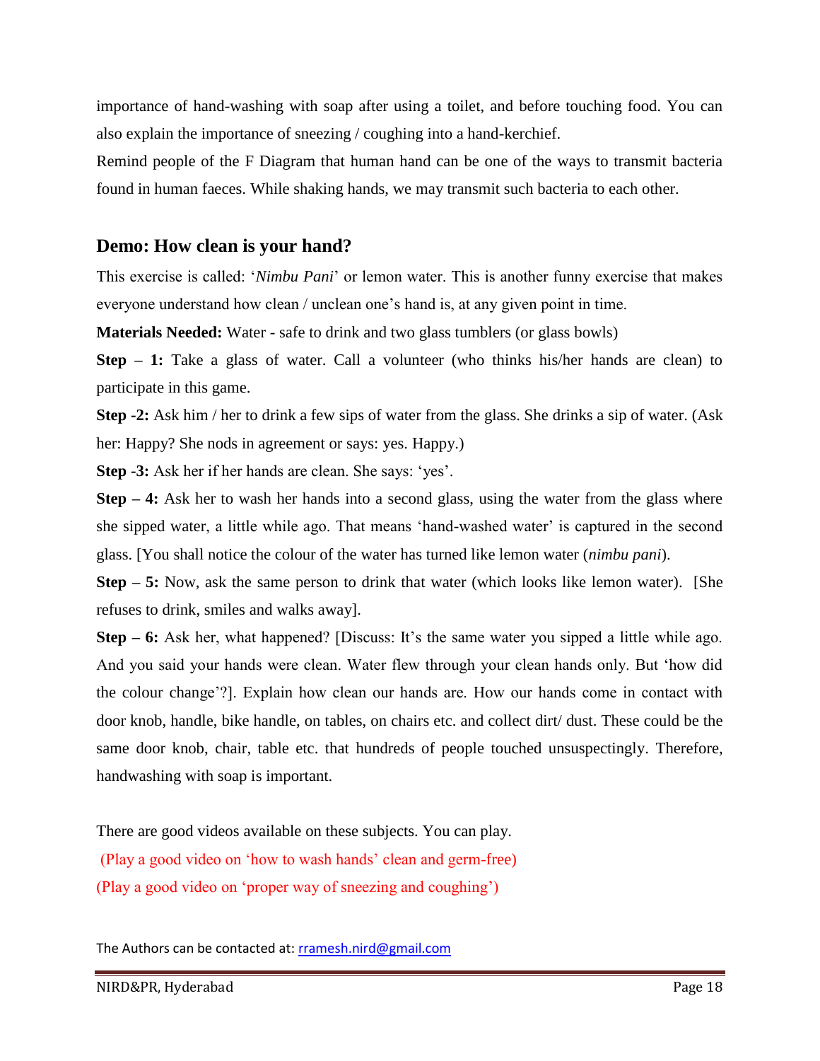importance of hand-washing with soap after using a toilet, and before touching food. You can also explain the importance of sneezing / coughing into a hand-kerchief.

Remind people of the F Diagram that human hand can be one of the ways to transmit bacteria found in human faeces. While shaking hands, we may transmit such bacteria to each other.

## Demo: How clean is your hand?

This exercise is called: '*Nimbu Pani*' or lemon water. This is another funny exercise that makes everyone understand how clean / unclean one's hand is, at any given point in time.

**Materials Needed:** Water - safe to drink and two glass tumblers (or glass bowls)

**Step – 1:** Take a glass of water. Call a volunteer (who thinks his/her hands are clean) to participate in this game.

**Step -2:** Ask him / her to drink a few sips of water from the glass. She drinks a sip of water. (Ask her: Happy? She nods in agreement or says: yes. Happy.)

**Step -3:** Ask her if her hands are clean. She says: 'yes'.

**Step – 4:** Ask her to wash her hands into a second glass, using the water from the glass where she sipped water, a little while ago. That means 'hand-washed water' is captured in the second glass. [You shall notice the colour of the water has turned like lemon water (*nimbu pani*).

**Step – 5:** Now, ask the same person to drink that water (which looks like lemon water). [She refuses to drink, smiles and walks away].

**Step – 6:** Ask her, what happened? [Discuss: It's the same water you sipped a little while ago. And you said your hands were clean. Water flew through your clean hands only. But 'how did the colour change'?]. Explain how clean our hands are. How our hands come in contact with door knob, handle, bike handle, on tables, on chairs etc. and collect dirt/ dust. These could be the same door knob, chair, table etc. that hundreds of people touched unsuspectingly. Therefore, handwashing with soap is important.

There are good videos available on these subjects. You can play.

(Play a good video on 'how to wash hands' clean and germ-free)

(Play a good video on 'proper way of sneezing and coughing')

The Authors can be contacted at: rramesh.nird@gmail.com